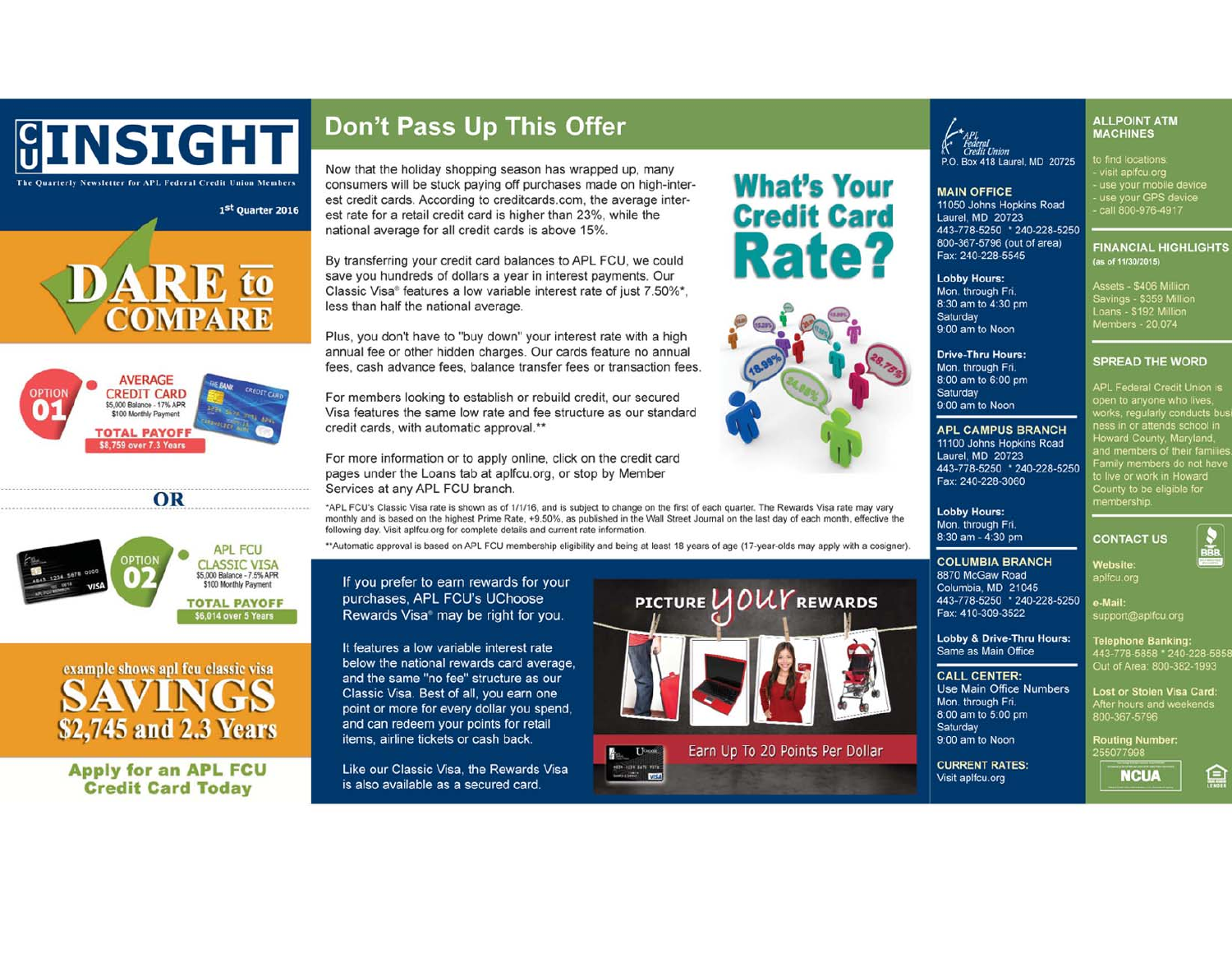# CU INSIGHT

The Quarterly Newsletter for APL Federal Credit Union Members

1st Quarter 2016

## DARE to COMPARE

**OPTION 01**

AVERAGE CREDIT CARD
$5,000 Balance - 17% APR
$100 Monthly Payment

TOTAL PAYOFF
$8,759 over 7.3 Years

OR

**OPTION 02**

APL FCU CLASSIC VISA
$5,000 Balance - 7.5% APR
$100 Monthly Payment

TOTAL PAYOFF
$6,014 over 5 Years

example shows apl fcu classic visa

## SAVINGS $2,745 and 2.3 Years

**Apply for an APL FCU Credit Card Today**

## Don't Pass Up This Offer

### What's Your Credit Card Rate?

Now that the holiday shopping season has wrapped up, many consumers will be stuck paying off purchases made on high-interest credit cards. According to creditcards.com, the average interest rate for a retail credit card is higher than 23%, while the national average for all credit cards is above 15%.

By transferring your credit card balances to APL FCU, we could save you hundreds of dollars a year in interest payments. Our Classic Visa® features a low variable interest rate of just 7.50%*, less than half the national average.

Plus, you don't have to "buy down" your interest rate with a high annual fee or other hidden charges. Our cards feature no annual fees, cash advance fees, balance transfer fees or transaction fees.

For members looking to establish or rebuild credit, our secured Visa features the same low rate and fee structure as our standard credit cards, with automatic approval.**

For more information or to apply online, click on the credit card pages under the Loans tab at aplfcu.org, or stop by Member Services at any APL FCU branch.

*APL FCU's Classic Visa rate is shown as of 1/1/16, and is subject to change on the first of each quarter. The Rewards Visa rate may vary monthly and is based on the highest Prime Rate, +9.50%, as published in the Wall Street Journal on the last day of each month, effective the following day. Visit aplfcu.org for complete details and current rate information.

**Automatic approval is based on APL FCU membership eligibility and being at least 18 years of age (17-year-olds may apply with a cosigner).

If you prefer to earn rewards for your purchases, APL FCU's UChoose Rewards Visa® may be right for you.

It features a low variable interest rate below the national rewards card average, and the same "no fee" structure as our Classic Visa. Best of all, you earn one point or more for every dollar you spend, and can redeem your points for retail items, airline tickets or cash back.

Like our Classic Visa, the Rewards Visa is also available as a secured card.

PICTURE your REWARDS

Earn Up To 20 Points Per Dollar

---

APL Federal Credit Union
P.O. Box 418 Laurel, MD 20725

**MAIN OFFICE**
11050 Johns Hopkins Road
Laurel, MD 20723
443-778-5250 * 240-228-5250
800-367-5796 (out of area)
Fax: 240-228-5545

**Lobby Hours:**
Mon. through Fri.
8:30 am to 4:30 pm
Saturday
9:00 am to Noon

**Drive-Thru Hours:**
Mon. through Fri.
8:00 am to 6:00 pm
Saturday
9:00 am to Noon

**APL CAMPUS BRANCH**
11100 Johns Hopkins Road
Laurel, MD 20723
443-778-5250 * 240-228-5250
Fax: 240-228-3060

**Lobby Hours:**
Mon. through Fri.
8:30 am - 4:30 pm

**COLUMBIA BRANCH**
8870 McGaw Road
Columbia, MD 21045
443-778-5250 * 240-228-5250
Fax: 410-309-3522

**Lobby & Drive-Thru Hours:**
Same as Main Office

**CALL CENTER:**
Use Main Office Numbers
Mon. through Fri.
8:00 am to 5:00 pm
Saturday
9:00 am to Noon

**CURRENT RATES:**
Visit aplfcu.org

**ALLPOINT ATM MACHINES**

to find locations:
- visit aplfcu.org
- use your mobile device
- use your GPS device
- call 800-976-4917

**FINANCIAL HIGHLIGHTS** (as of 11/30/2015)

Assets - $406 Million
Savings - $359 Million
Loans - $192 Million
Members - 20,074

**SPREAD THE WORD**

APL Federal Credit Union is open to anyone who lives, works, regularly conducts business in or attends school in Howard County, Maryland, and members of their families. Family members do not have to live or work in Howard County to be eligible for membership.

**CONTACT US**

**Website:**
aplfcu.org

**e-Mail:**
support@aplfcu.org

**Telephone Banking:**
443-778-5858 * 240-228-5858
Out of Area: 800-382-1993

**Lost or Stolen Visa Card:**
After hours and weekends
800-367-5796

**Routing Number:**
255077998

NCUA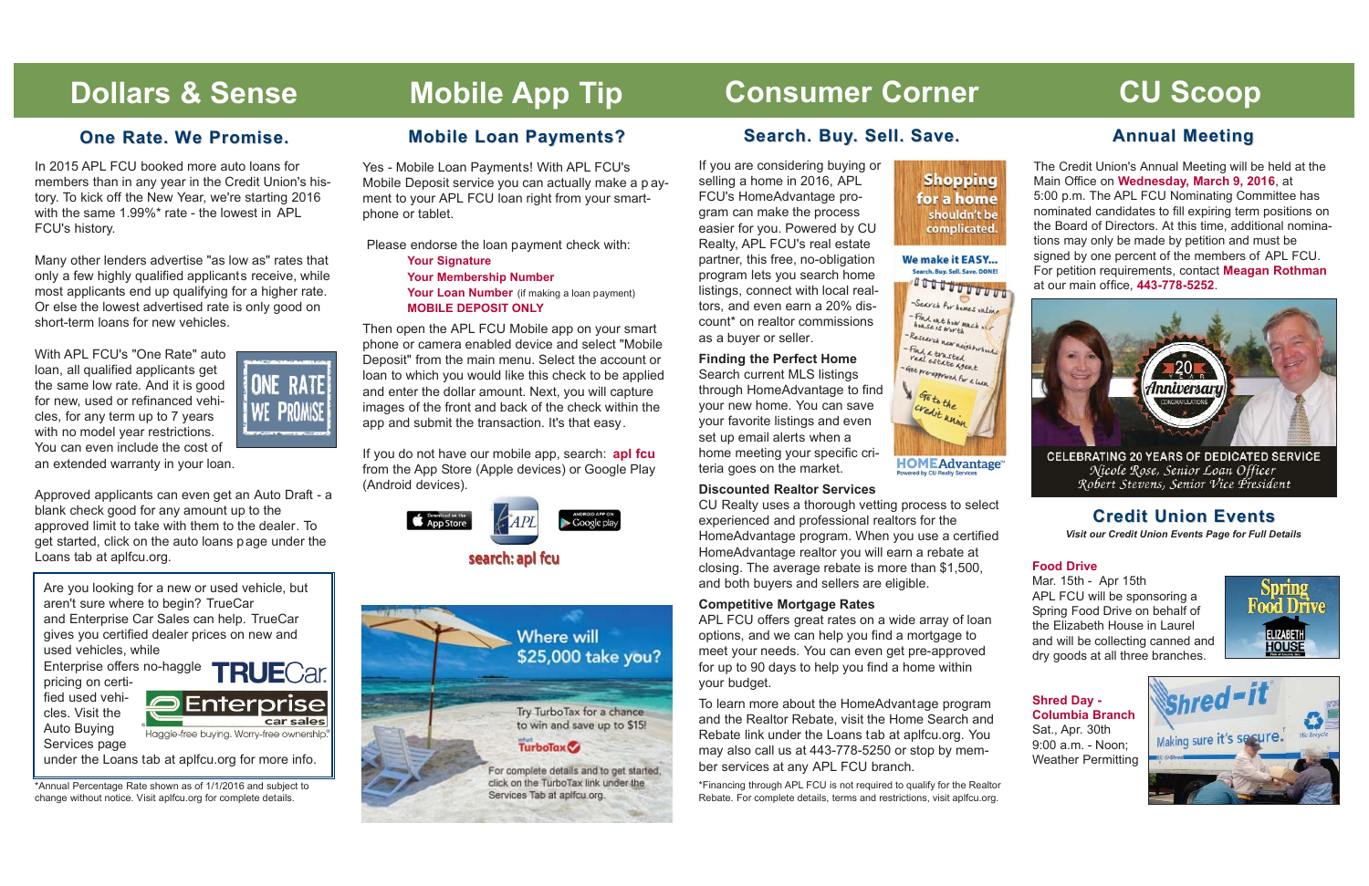# Dollars & Sense

## One Rate. We Promise.

In 2015 APL FCU booked more auto loans for members than in any year in the Credit Union's history. To kick off the New Year, we're starting 2016 with the same 1.99%* rate - the lowest in APL FCU's history.

Many other lenders advertise "as low as" rates that only a few highly qualified applicants receive, while most applicants end up qualifying for a higher rate. Or else the lowest advertised rate is only good on short-term loans for new vehicles.

With APL FCU's "One Rate" auto loan, all qualified applicants get the same low rate. And it is good for new, used or refinanced vehicles, for any term up to 7 years with no model year restrictions. You can even include the cost of an extended warranty in your loan.

Approved applicants can even get an Auto Draft - a blank check good for any amount up to the approved limit to take with them to the dealer. To get started, click on the auto loans page under the Loans tab at aplfcu.org.

Are you looking for a new or used vehicle, but aren't sure where to begin? TrueCar and Enterprise Car Sales can help. TrueCar gives you certified dealer prices on new and used vehicles, while Enterprise offers no-haggle pricing on certified used vehicles. Visit the Auto Buying Services page under the Loans tab at aplfcu.org for more info.

*Annual Percentage Rate shown as of 1/1/2016 and subject to change without notice. Visit aplfcu.org for complete details.

# Mobile App Tip

## Mobile Loan Payments?

Yes - Mobile Loan Payments! With APL FCU's Mobile Deposit service you can actually make a payment to your APL FCU loan right from your smartphone or tablet.

Please endorse the loan payment check with:

**Your Signature**
**Your Membership Number**
**Your Loan Number** (if making a loan payment)
**MOBILE DEPOSIT ONLY**

Then open the APL FCU Mobile app on your smart phone or camera enabled device and select "Mobile Deposit" from the main menu. Select the account or loan to which you would like this check to be applied and enter the dollar amount. Next, you will capture images of the front and back of the check within the app and submit the transaction. It's that easy.

If you do not have our mobile app, search: **apl fcu** from the App Store (Apple devices) or Google Play (Android devices).

search: apl fcu

Where will $25,000 take you?

Try TurboTax for a chance to win and save up to $15!

For complete details and to get started, click on the TurboTax link under the Services Tab at aplfcu.org.

# Consumer Corner

## Search. Buy. Sell. Save.

If you are considering buying or selling a home in 2016, APL FCU's HomeAdvantage program can make the process easier for you. Powered by CU Realty, APL FCU's real estate partner, this free, no-obligation program lets you search home listings, connect with local realtors, and even earn a 20% discount* on realtor commissions as a buyer or seller.

### Finding the Perfect Home

Search current MLS listings through HomeAdvantage to find your new home. You can save your favorite listings and even set up email alerts when a home meeting your specific criteria goes on the market.

### Discounted Realtor Services

CU Realty uses a thorough vetting process to select experienced and professional realtors for the HomeAdvantage program. When you use a certified HomeAdvantage realtor you will earn a rebate at closing. The average rebate is more than $1,500, and both buyers and sellers are eligible.

### Competitive Mortgage Rates

APL FCU offers great rates on a wide array of loan options, and we can help you find a mortgage to meet your needs. You can even get pre-approved for up to 90 days to help you find a home within your budget.

To learn more about the HomeAdvantage program and the Realtor Rebate, visit the Home Search and Rebate link under the Loans tab at aplfcu.org. You may also call us at 443-778-5250 or stop by member services at any APL FCU branch.

*Financing through APL FCU is not required to qualify for the Realtor Rebate. For complete details, terms and restrictions, visit aplfcu.org.

# CU Scoop

## Annual Meeting

The Credit Union's Annual Meeting will be held at the Main Office on **Wednesday, March 9, 2016**, at 5:00 p.m. The APL FCU Nominating Committee has nominated candidates to fill expiring term positions on the Board of Directors. At this time, additional nominations may only be made by petition and must be signed by one percent of the members of APL FCU. For petition requirements, contact **Meagan Rothman** at our main office, **443-778-5252**.

CELEBRATING 20 YEARS OF DEDICATED SERVICE
*Nicole Rose, Senior Loan Officer*
*Robert Stevens, Senior Vice President*

## Credit Union Events

*Visit our Credit Union Events Page for Full Details*

**Food Drive**
Mar. 15th - Apr 15th
APL FCU will be sponsoring a Spring Food Drive on behalf of the Elizabeth House in Laurel and will be collecting canned and dry goods at all three branches.

**Shred Day - Columbia Branch**
Sat., Apr. 30th
9:00 a.m. - Noon;
Weather Permitting